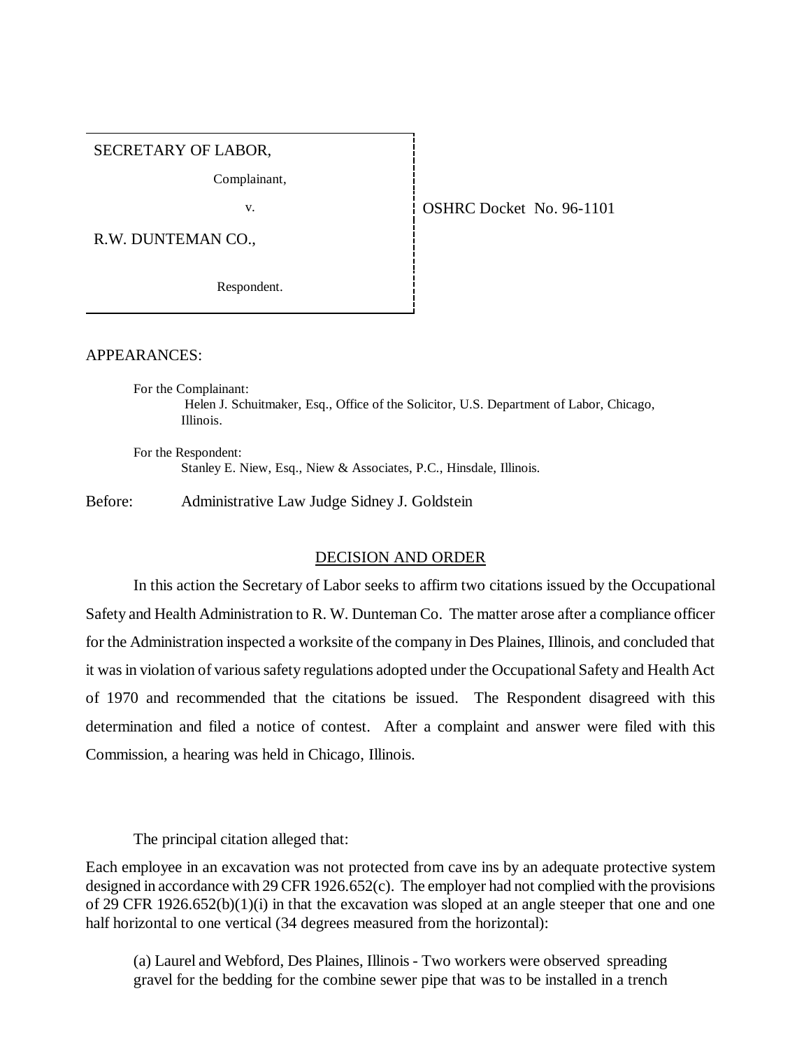SECRETARY OF LABOR,

Complainant,

v.

R.W. DUNTEMAN CO.,

Respondent.

OSHRC Docket No. 96-1101

APPEARANCES:

For the Complainant:
Helen J. Schuitmaker, Esq., Office of the Solicitor, U.S. Department of Labor, Chicago, Illinois.

For the Respondent:
Stanley E. Niew, Esq., Niew & Associates, P.C., Hinsdale, Illinois.

Before: Administrative Law Judge Sidney J. Goldstein

## DECISION AND ORDER

In this action the Secretary of Labor seeks to affirm two citations issued by the Occupational Safety and Health Administration to R. W. Dunteman Co. The matter arose after a compliance officer for the Administration inspected a worksite of the company in Des Plaines, Illinois, and concluded that it was in violation of various safety regulations adopted under the Occupational Safety and Health Act of 1970 and recommended that the citations be issued. The Respondent disagreed with this determination and filed a notice of contest. After a complaint and answer were filed with this Commission, a hearing was held in Chicago, Illinois.

The principal citation alleged that:

Each employee in an excavation was not protected from cave ins by an adequate protective system designed in accordance with 29 CFR 1926.652(c). The employer had not complied with the provisions of 29 CFR 1926.652(b)(1)(i) in that the excavation was sloped at an angle steeper that one and one half horizontal to one vertical (34 degrees measured from the horizontal):

> (a) Laurel and Webford, Des Plaines, Illinois - Two workers were observed spreading gravel for the bedding for the combine sewer pipe that was to be installed in a trench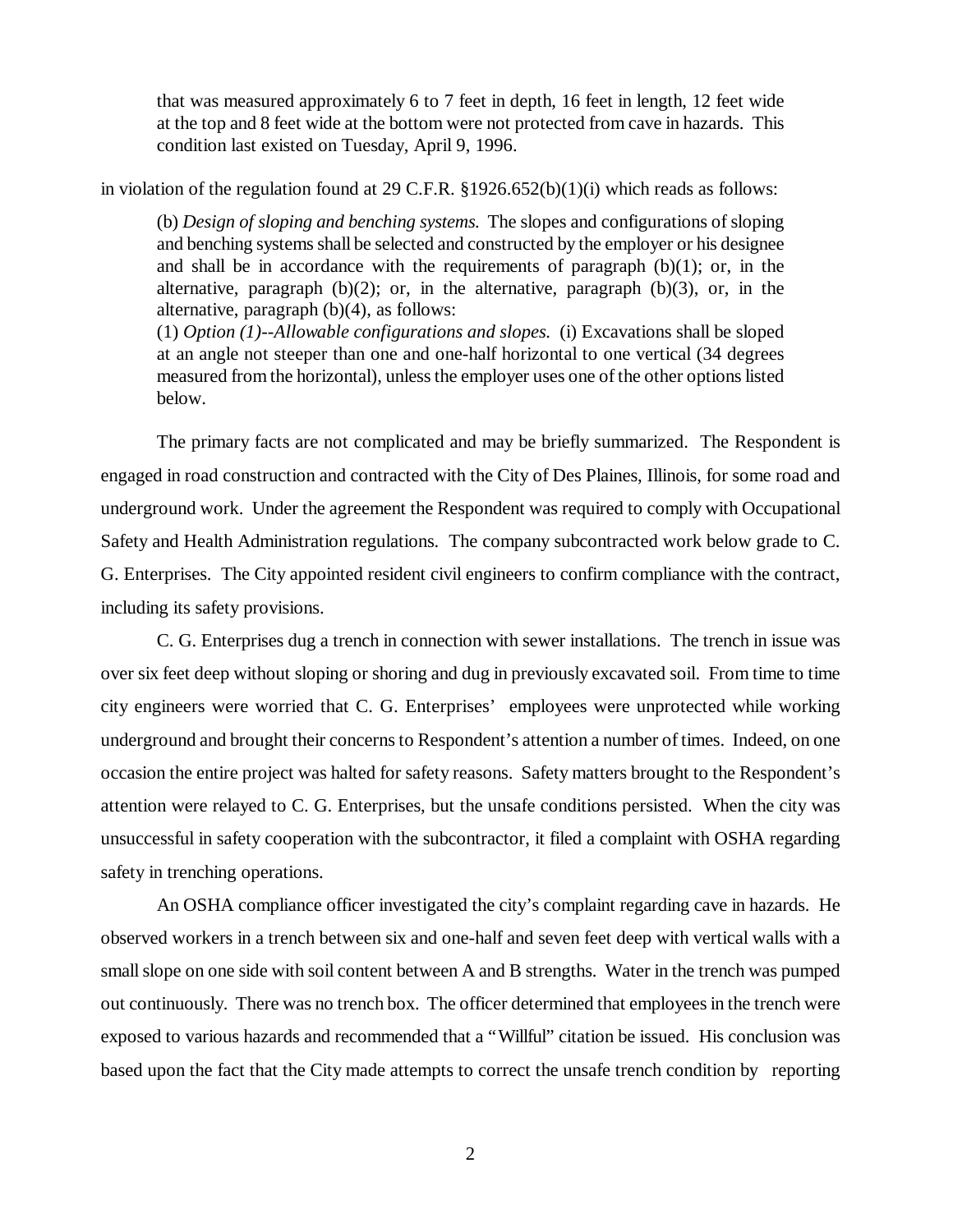> that was measured approximately 6 to 7 feet in depth, 16 feet in length, 12 feet wide at the top and 8 feet wide at the bottom were not protected from cave in hazards. This condition last existed on Tuesday, April 9, 1996.

in violation of the regulation found at 29 C.F.R. §1926.652(b)(1)(i) which reads as follows:

> (b) *Design of sloping and benching systems.* The slopes and configurations of sloping and benching systems shall be selected and constructed by the employer or his designee and shall be in accordance with the requirements of paragraph (b)(1); or, in the alternative, paragraph (b)(2); or, in the alternative, paragraph (b)(3), or, in the alternative, paragraph (b)(4), as follows:
> (1) *Option (1)--Allowable configurations and slopes.* (i) Excavations shall be sloped at an angle not steeper than one and one-half horizontal to one vertical (34 degrees measured from the horizontal), unless the employer uses one of the other options listed below.

The primary facts are not complicated and may be briefly summarized. The Respondent is engaged in road construction and contracted with the City of Des Plaines, Illinois, for some road and underground work. Under the agreement the Respondent was required to comply with Occupational Safety and Health Administration regulations. The company subcontracted work below grade to C. G. Enterprises. The City appointed resident civil engineers to confirm compliance with the contract, including its safety provisions.

C. G. Enterprises dug a trench in connection with sewer installations. The trench in issue was over six feet deep without sloping or shoring and dug in previously excavated soil. From time to time city engineers were worried that C. G. Enterprises' employees were unprotected while working underground and brought their concerns to Respondent's attention a number of times. Indeed, on one occasion the entire project was halted for safety reasons. Safety matters brought to the Respondent's attention were relayed to C. G. Enterprises, but the unsafe conditions persisted. When the city was unsuccessful in safety cooperation with the subcontractor, it filed a complaint with OSHA regarding safety in trenching operations.

An OSHA compliance officer investigated the city's complaint regarding cave in hazards. He observed workers in a trench between six and one-half and seven feet deep with vertical walls with a small slope on one side with soil content between A and B strengths. Water in the trench was pumped out continuously. There was no trench box. The officer determined that employees in the trench were exposed to various hazards and recommended that a "Willful" citation be issued. His conclusion was based upon the fact that the City made attempts to correct the unsafe trench condition by reporting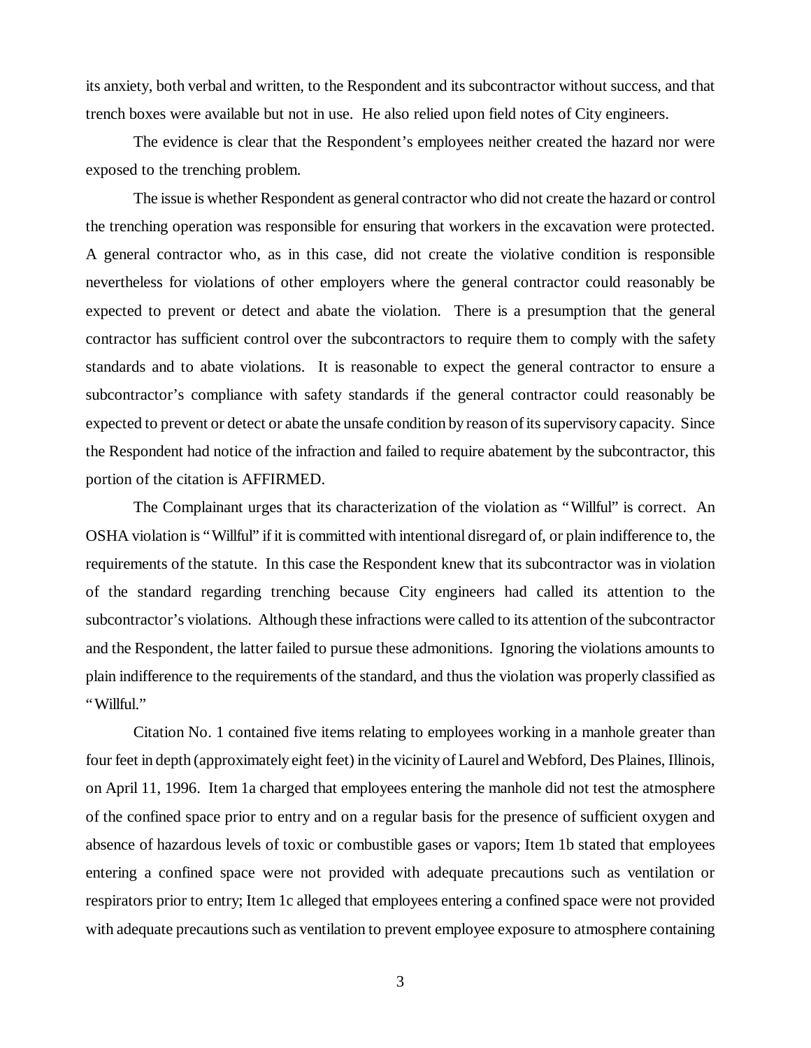its anxiety, both verbal and written, to the Respondent and its subcontractor without success, and that trench boxes were available but not in use. He also relied upon field notes of City engineers.

The evidence is clear that the Respondent's employees neither created the hazard nor were exposed to the trenching problem.

The issue is whether Respondent as general contractor who did not create the hazard or control the trenching operation was responsible for ensuring that workers in the excavation were protected. A general contractor who, as in this case, did not create the violative condition is responsible nevertheless for violations of other employers where the general contractor could reasonably be expected to prevent or detect and abate the violation. There is a presumption that the general contractor has sufficient control over the subcontractors to require them to comply with the safety standards and to abate violations. It is reasonable to expect the general contractor to ensure a subcontractor's compliance with safety standards if the general contractor could reasonably be expected to prevent or detect or abate the unsafe condition by reason of its supervisory capacity. Since the Respondent had notice of the infraction and failed to require abatement by the subcontractor, this portion of the citation is AFFIRMED.

The Complainant urges that its characterization of the violation as "Willful" is correct. An OSHA violation is "Willful" if it is committed with intentional disregard of, or plain indifference to, the requirements of the statute. In this case the Respondent knew that its subcontractor was in violation of the standard regarding trenching because City engineers had called its attention to the subcontractor's violations. Although these infractions were called to its attention of the subcontractor and the Respondent, the latter failed to pursue these admonitions. Ignoring the violations amounts to plain indifference to the requirements of the standard, and thus the violation was properly classified as "Willful."

Citation No. 1 contained five items relating to employees working in a manhole greater than four feet in depth (approximately eight feet) in the vicinity of Laurel and Webford, Des Plaines, Illinois, on April 11, 1996. Item 1a charged that employees entering the manhole did not test the atmosphere of the confined space prior to entry and on a regular basis for the presence of sufficient oxygen and absence of hazardous levels of toxic or combustible gases or vapors; Item 1b stated that employees entering a confined space were not provided with adequate precautions such as ventilation or respirators prior to entry; Item 1c alleged that employees entering a confined space were not provided with adequate precautions such as ventilation to prevent employee exposure to atmosphere containing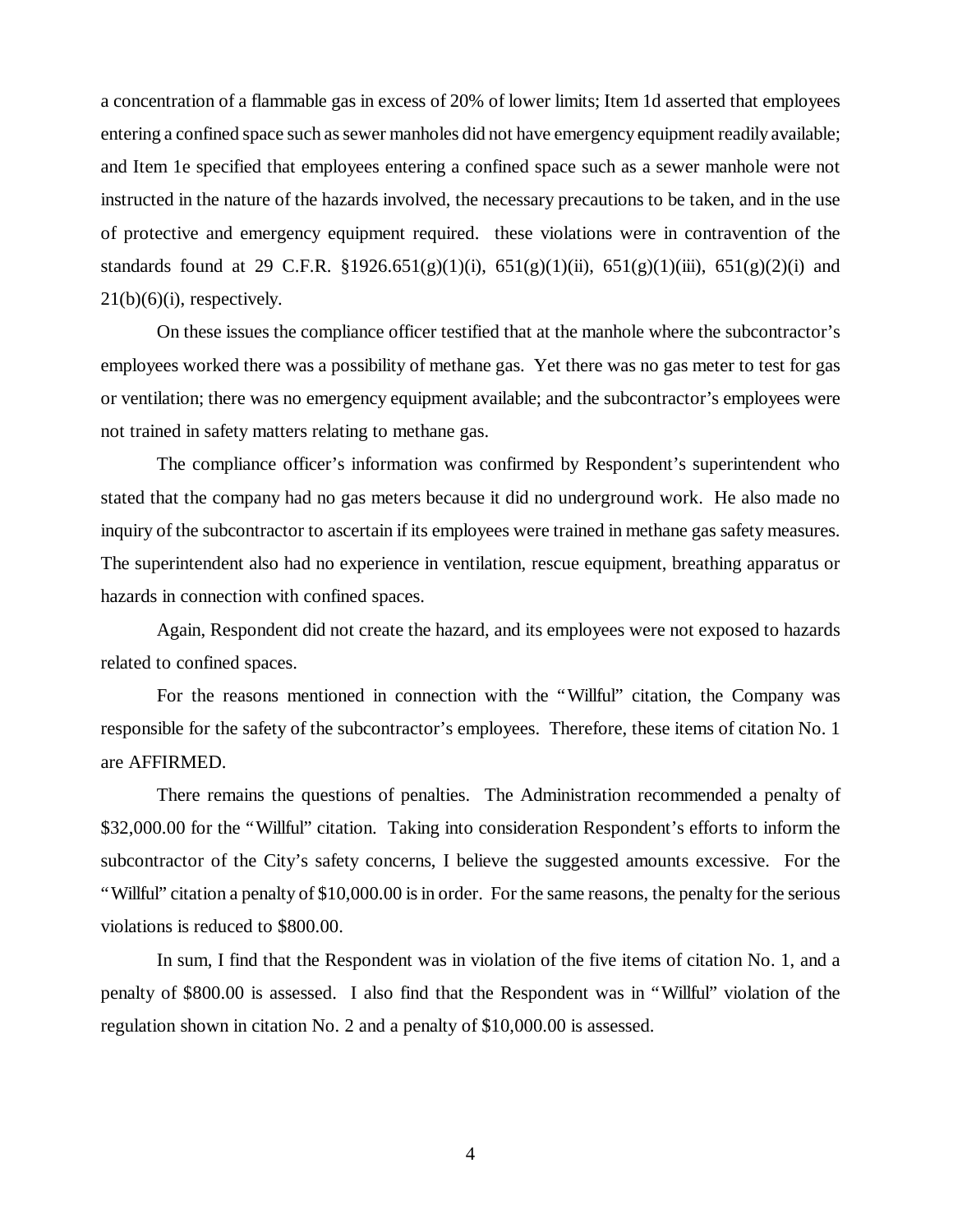a concentration of a flammable gas in excess of 20% of lower limits; Item 1d asserted that employees entering a confined space such as sewer manholes did not have emergency equipment readily available; and Item 1e specified that employees entering a confined space such as a sewer manhole were not instructed in the nature of the hazards involved, the necessary precautions to be taken, and in the use of protective and emergency equipment required. these violations were in contravention of the standards found at 29 C.F.R. §1926.651(g)(1)(i), 651(g)(1)(ii), 651(g)(1)(iii), 651(g)(2)(i) and 21(b)(6)(i), respectively.

On these issues the compliance officer testified that at the manhole where the subcontractor's employees worked there was a possibility of methane gas. Yet there was no gas meter to test for gas or ventilation; there was no emergency equipment available; and the subcontractor's employees were not trained in safety matters relating to methane gas.

The compliance officer's information was confirmed by Respondent's superintendent who stated that the company had no gas meters because it did no underground work. He also made no inquiry of the subcontractor to ascertain if its employees were trained in methane gas safety measures. The superintendent also had no experience in ventilation, rescue equipment, breathing apparatus or hazards in connection with confined spaces.

Again, Respondent did not create the hazard, and its employees were not exposed to hazards related to confined spaces.

For the reasons mentioned in connection with the "Willful" citation, the Company was responsible for the safety of the subcontractor's employees. Therefore, these items of citation No. 1 are AFFIRMED.

There remains the questions of penalties. The Administration recommended a penalty of $32,000.00 for the "Willful" citation. Taking into consideration Respondent's efforts to inform the subcontractor of the City's safety concerns, I believe the suggested amounts excessive. For the "Willful" citation a penalty of $10,000.00 is in order. For the same reasons, the penalty for the serious violations is reduced to $800.00.

In sum, I find that the Respondent was in violation of the five items of citation No. 1, and a penalty of $800.00 is assessed. I also find that the Respondent was in "Willful" violation of the regulation shown in citation No. 2 and a penalty of $10,000.00 is assessed.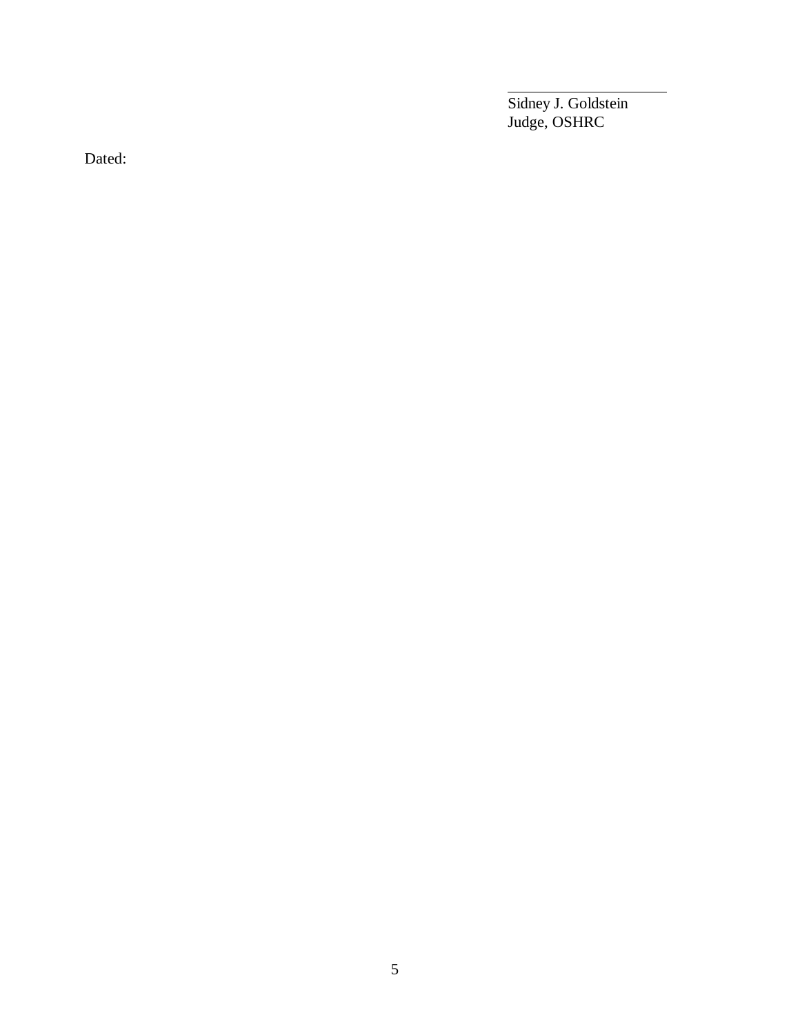Sidney J. Goldstein  
Judge, OSHRC

Dated: